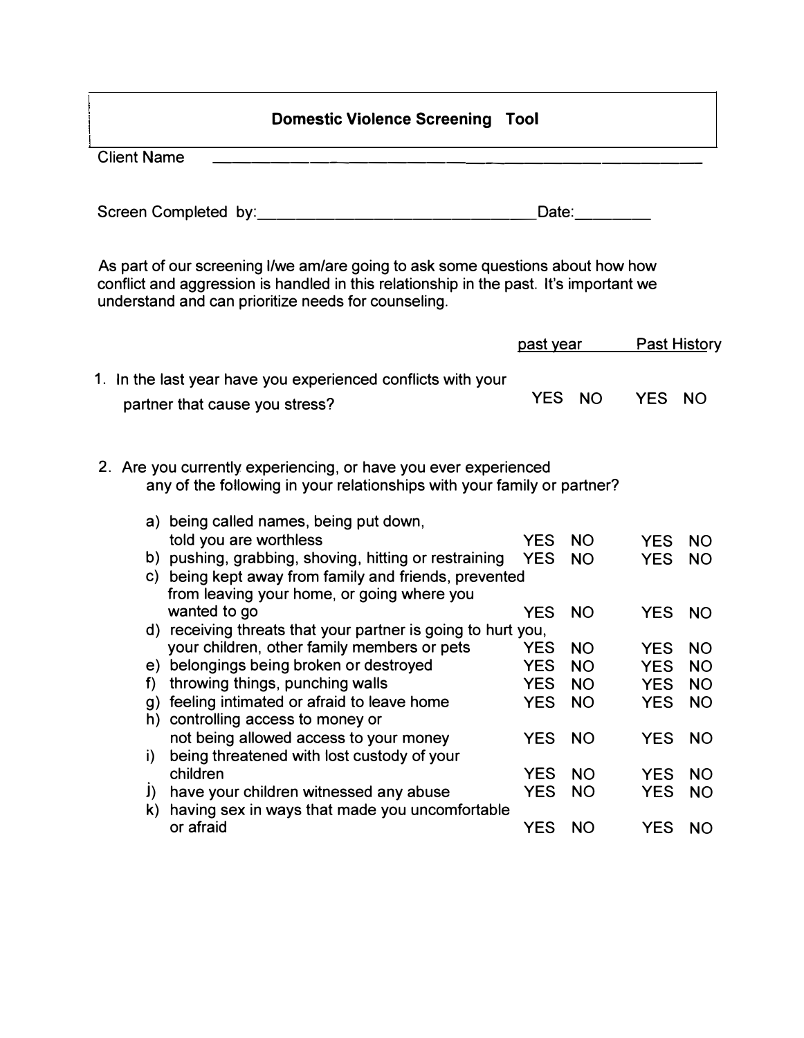# Domestic Violence Screening Tool

Client Name \_\_\_\_\_\_\_\_\_\_\_\_\_\_\_\_\_\_\_\_\_\_\_\_\_\_\_\_\_\_\_\_\_\_\_\_\_\_\_\_\_\_\_\_\_\_\_\_

Screen Completed by:\_\_\_\_\_\_\_\_\_\_\_\_\_\_\_\_\_\_\_\_\_\_\_\_\_\_\_\_\_\_\_\_ Date:\_\_\_\_\_\_\_\_\_

As part of our screening I/we am/are going to ask some questions about how how conflict and aggression is handled in this relationship in the past. It's important we understand and can prioritize needs for counseling.

| | past year | | Past History | |
|---|---|---|---|---|
| 1. In the last year have you experienced conflicts with your partner that cause you stress? | YES | NO | YES | NO |
| 2. Are you currently experiencing, or have you ever experienced any of the following in your relationships with your family or partner? | | | | |
| a) being called names, being put down, told you are worthless | YES | NO | YES | NO |
| b) pushing, grabbing, shoving, hitting or restraining | YES | NO | YES | NO |
| c) being kept away from family and friends, prevented from leaving your home, or going where you wanted to go | YES | NO | YES | NO |
| d) receiving threats that your partner is going to hurt you, your children, other family members or pets | YES | NO | YES | NO |
| e) belongings being broken or destroyed | YES | NO | YES | NO |
| f) throwing things, punching walls | YES | NO | YES | NO |
| g) feeling intimated or afraid to leave home | YES | NO | YES | NO |
| h) controlling access to money or not being allowed access to your money | YES | NO | YES | NO |
| i) being threatened with lost custody of your children | YES | NO | YES | NO |
| j) have your children witnessed any abuse | YES | NO | YES | NO |
| k) having sex in ways that made you uncomfortable or afraid | YES | NO | YES | NO |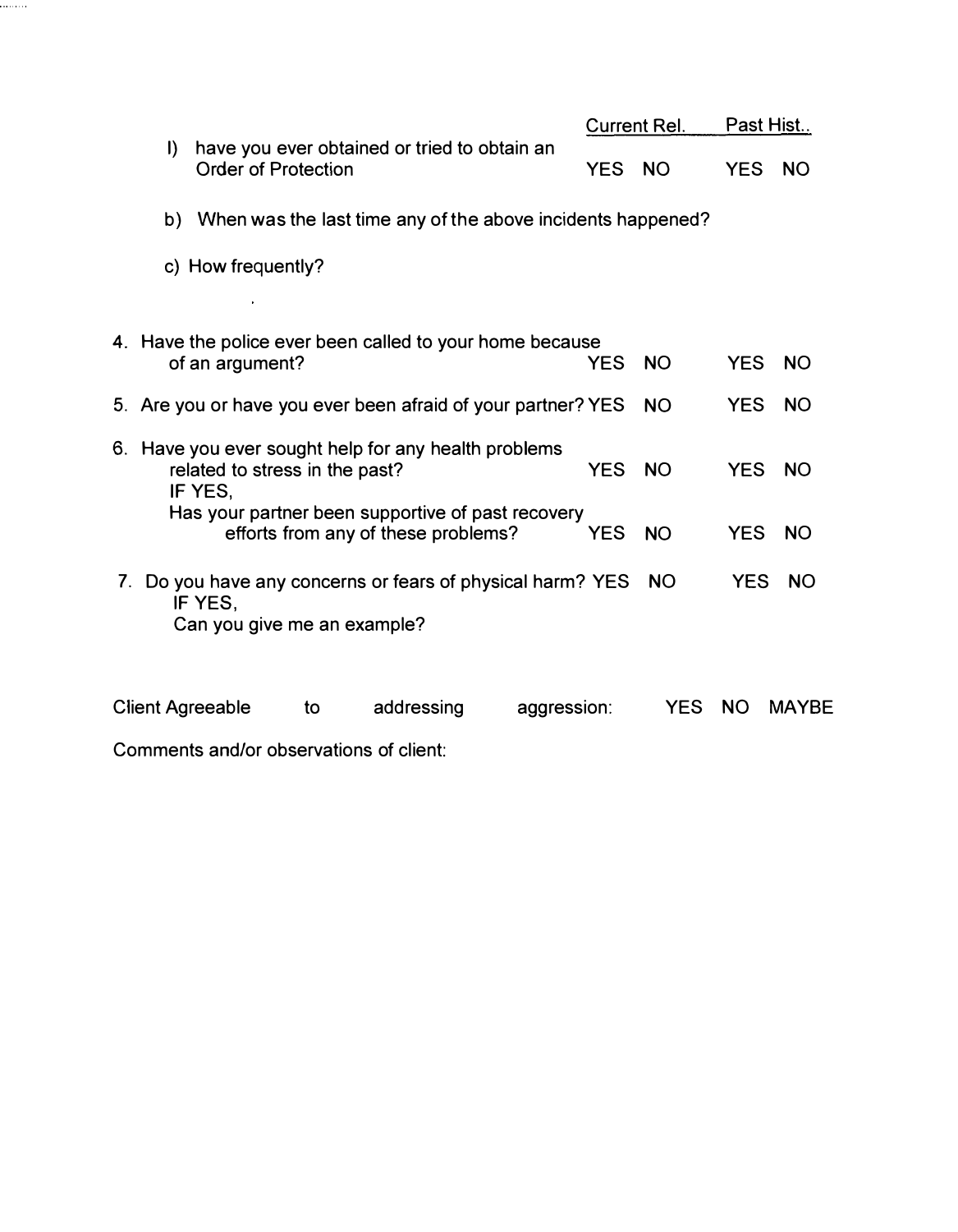| | Current Rel. | | Past Hist.. | |
|---|---|---|---|---|
| l) have you ever obtained or tried to obtain an Order of Protection | YES | NO | YES | NO |

b) When was the last time any of the above incidents happened?

c) How frequently?

| | Current Rel. | | Past Hist.. | |
|---|---|---|---|---|
| 4. Have the police ever been called to your home because of an argument? | YES | NO | YES | NO |
| 5. Are you or have you ever been afraid of your partner? | YES | NO | YES | NO |
| 6. Have you ever sought help for any health problems related to stress in the past? | YES | NO | YES | NO |
| IF YES, Has your partner been supportive of past recovery efforts from any of these problems? | YES | NO | YES | NO |
| 7. Do you have any concerns or fears of physical harm? | YES | NO | YES | NO |

IF YES,
Can you give me an example?

Client Agreeable to addressing aggression: YES NO MAYBE

Comments and/or observations of client: